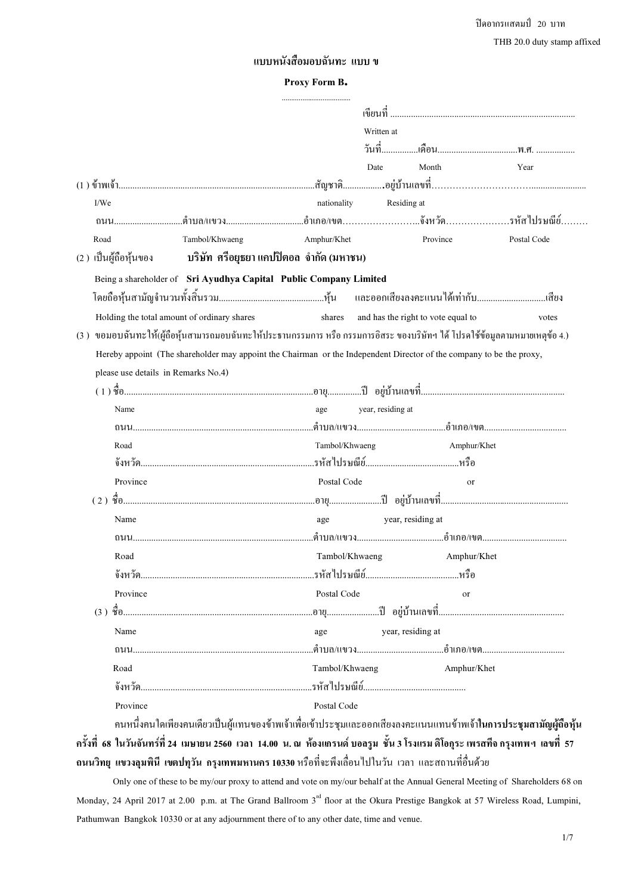ปิดอากรแสตมป์ 20 บาท

THB 20.0 duty stamp affixed

## แบบหนังสือมอบฉันทะ แบบ ข

## Proxy Form B.

เขียนที่ ..........................................................................

Written at

วันที่................เดือน..................................พ.ศ. ................

Date Month Year

(1 ) ข้าพเจ้า.......................................................................................สัญชาติ................. อยู่บ้านเลขที่.......................................................

I/We nationality Residing at

ถนน.............................ตำบล/แขวง.................................อำเภอ/เขต..........................จังหวัด.....................รหัสไปรษณีย์.........

Road Tambol/Khwaeng Amphur/Khet Province Postal Code

(2 ) เป็นผู้ถือหุ้นของ **บริษัท ศรีอยุธยา แคปปิตอล จำกัด (มหาชน)**

Being a shareholder of **Sri Ayudhya Capital Public Company Limited**

โดยถือหุ้นสามัญจำนวนทั้งสิ้นรวม.............................................หุ้น และออกเสียงลงคะแนนได้เท่ากับ.............................เสียง

Holding the total amount of ordinary shares shares and has the right to vote equal to votes

(3 ) ขอมอบฉันทะให้(ผู้ถือหุ้นสามารถมอบฉันทะให้ประธานกรรมการ หรือ กรรมการอิสระ ของบริษัทฯ ได้ โปรดใช้ข้อมูลตามหมายเหตุข้อ 4.)

Hereby appoint (The shareholder may appoint the Chairman or the Independent Director of the company to be the proxy, please use details in Remarks No.4)

( 1 ) ชื่อ...................................................................................อายุ..............ปี อยู่บ้านเลขที่.............................................................

Name age year, residing at

ถนน..............................................................................ตำบล/แขวง......................................อำเภอ/เขต...................................

Road Tambol/Khwaeng Amphur/Khet

จังหวัด..........................................................................รหัสไปรษณีย์........................................หรือ

Province Postal Code or

( 2 ) ชื่อ....................................................................................อายุ......................ปี อยู่บ้านเลขที่.......................................................

Name age year, residing at

ถนน..............................................................................ตำบล/แขวง.....................................อำเภอ/เขต....................................

Road Tambol/Khwaeng Amphur/Khet

จังหวัด..........................................................................รหัสไปรษณีย์........................................หรือ

Province Postal Code or

(3 ) ชื่อ...................................................................................อายุ......................ปี อยู่บ้านเลขที่......................................................

Name age year, residing at

ถนน..............................................................................ตำบล/แขวง.....................................อำเภอ/เขต...................................

Road Tambol/Khwaeng Amphur/Khet

จังหวัด..........................................................................รหัสไปรษณีย์............................................

Province Postal Code

คนหนึ่งคนใดเพียงคนเดียวเป็นผู้แทนของข้าพเจ้าเพื่อเข้าประชุมและออกเสียงลงคะแนนแทนข้าพเจ้า**ในการประชุมสามัญผู้ถือหุ้นครั้งที่ 68 ในวันจันทร์ที่ 24 เมษายน 2560 เวลา 14.00 น. ณ ห้องแกรนด์ บอลรูม ชั้น 3 โรงแรม ดิโอกุระ เพรสทีจ กรุงเทพฯ เลขที่ 57 ถนนวิทยุ แขวงลุมพินี เขตปทุมวัน กรุงเทพมหานคร 10330** หรือที่จะพึงเลื่อนไปในวัน เวลา และสถานที่อื่นด้วย

Only one of these to be my/our proxy to attend and vote on my/our behalf at the Annual General Meeting of Shareholders 68 on Monday, 24 April 2017 at 2.00 p.m. at The Grand Ballroom 3rd floor at the Okura Prestige Bangkok at 57 Wireless Road, Lumpini, Pathumwan Bangkok 10330 or at any adjournment there of to any other date, time and venue.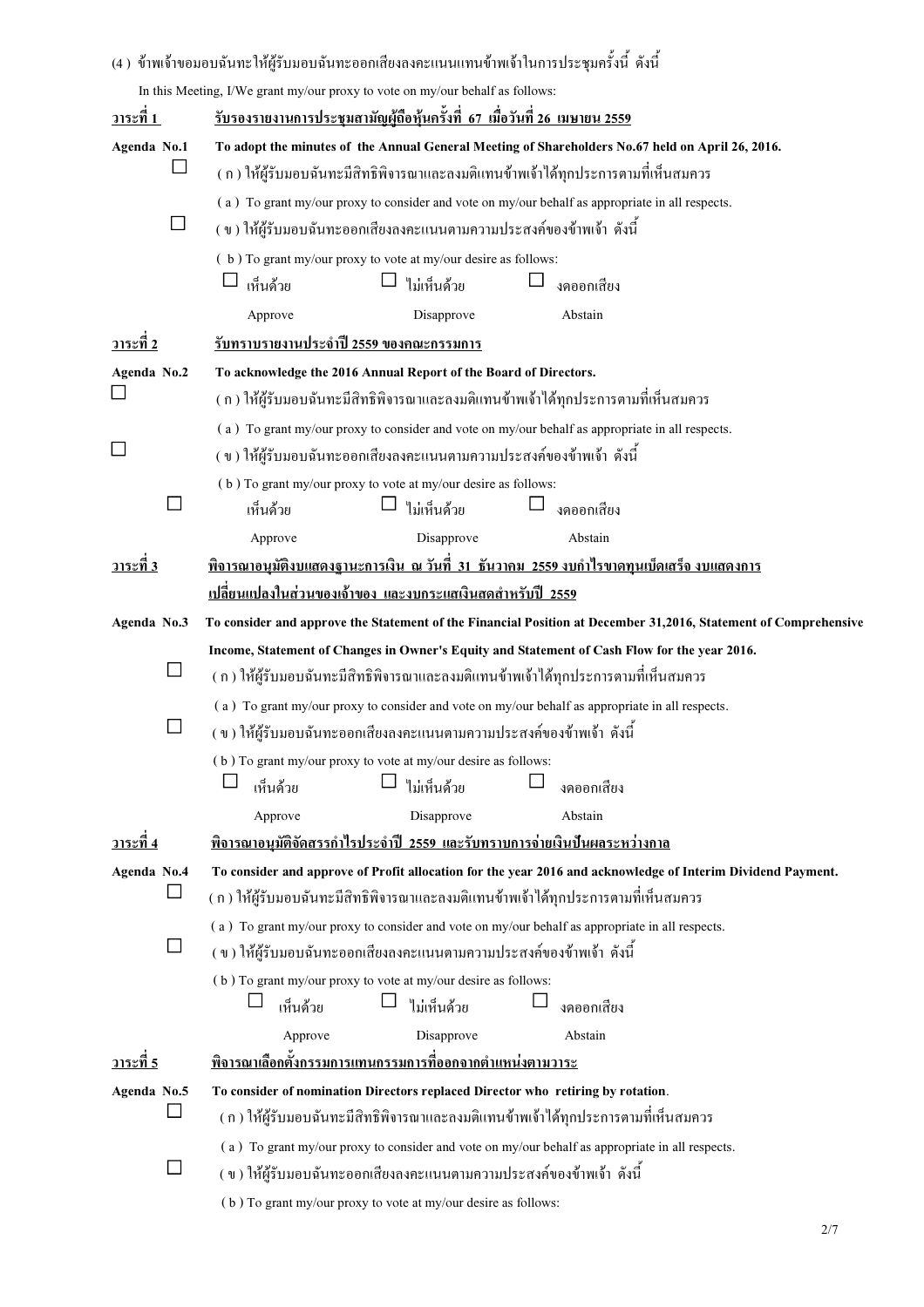(4 ) ข้าพเจ้าขอมอบฉันทะให้ผู้รับมอบฉันทะออกเสียงลงคะแนนแทนข้าพเจ้าในการประชุมครั้งนี้ ดังนี้

In this Meeting, I/We grant my/our proxy to vote on my/our behalf as follows:

**วาระที่ 1** **รับรองรายงานการประชุมสามัญผู้ถือหุ้นครั้งที่ 67 เมื่อวันที่ 26 เมษายน 2559**

**Agenda No.1** **To adopt the minutes of the Annual General Meeting of Shareholders No.67 held on April 26, 2016.**

☐ ( ก ) ให้ผู้รับมอบฉันทะมีสิทธิพิจารณาและลงมติแทนข้าพเจ้าได้ทุกประการตามที่เห็นสมควร

( a ) To grant my/our proxy to consider and vote on my/our behalf as appropriate in all respects.

☐ ( ข ) ให้ผู้รับมอบฉันทะออกเสียงลงคะแนนตามความประสงค์ของข้าพเจ้า ดังนี้

( b ) To grant my/our proxy to vote at my/our desire as follows:

☐ เห็นด้วย Approve ☐ ไม่เห็นด้วย Disapprove ☐ งดออกเสียง Abstain

**วาระที่ 2** **รับทราบรายงานประจำปี 2559 ของคณะกรรมการ**

**Agenda No.2** **To acknowledge the 2016 Annual Report of the Board of Directors.**

☐ ( ก ) ให้ผู้รับมอบฉันทะมีสิทธิพิจารณาและลงมติแทนข้าพเจ้าได้ทุกประการตามที่เห็นสมควร

( a ) To grant my/our proxy to consider and vote on my/our behalf as appropriate in all respects.

☐ ( ข ) ให้ผู้รับมอบฉันทะออกเสียงลงคะแนนตามความประสงค์ของข้าพเจ้า ดังนี้

( b ) To grant my/our proxy to vote at my/our desire as follows:

☐ เห็นด้วย Approve ☐ ไม่เห็นด้วย Disapprove ☐ งดออกเสียง Abstain

**วาระที่ 3** **พิจารณาอนุมัติงบแสดงฐานะการเงิน ณ วันที่ 31 ธันวาคม 2559 งบกำไรขาดทุนเบ็ดเสร็จ งบแสดงการเปลี่ยนแปลงในส่วนของเจ้าของ และงบกระแสเงินสดสำหรับปี 2559**

**Agenda No.3** **To consider and approve the Statement of the Financial Position at December 31,2016, Statement of Comprehensive Income, Statement of Changes in Owner's Equity and Statement of Cash Flow for the year 2016.**

☐ ( ก ) ให้ผู้รับมอบฉันทะมีสิทธิพิจารณาและลงมติแทนข้าพเจ้าได้ทุกประการตามที่เห็นสมควร

( a ) To grant my/our proxy to consider and vote on my/our behalf as appropriate in all respects.

☐ ( ข ) ให้ผู้รับมอบฉันทะออกเสียงลงคะแนนตามความประสงค์ของข้าพเจ้า ดังนี้

( b ) To grant my/our proxy to vote at my/our desire as follows:

☐ เห็นด้วย Approve ☐ ไม่เห็นด้วย Disapprove ☐ งดออกเสียง Abstain

**วาระที่ 4** **พิจารณาอนุมัติจัดสรรกำไรประจำปี 2559 และรับทราบการจ่ายเงินปันผลระหว่างกาล**

**Agenda No.4** **To consider and approve of Profit allocation for the year 2016 and acknowledge of Interim Dividend Payment.**

☐ ( ก ) ให้ผู้รับมอบฉันทะมีสิทธิพิจารณาและลงมติแทนข้าพเจ้าได้ทุกประการตามที่เห็นสมควร

( a ) To grant my/our proxy to consider and vote on my/our behalf as appropriate in all respects.

☐ ( ข ) ให้ผู้รับมอบฉันทะออกเสียงลงคะแนนตามความประสงค์ของข้าพเจ้า ดังนี้

( b ) To grant my/our proxy to vote at my/our desire as follows:

☐ เห็นด้วย Approve ☐ ไม่เห็นด้วย Disapprove ☐ งดออกเสียง Abstain

**วาระที่ 5** **พิจารณาเลือกตั้งกรรมการแทนกรรมการที่ออกจากตำแหน่งตามวาระ**

**Agenda No.5** **To consider of nomination Directors replaced Director who retiring by rotation**.

☐ ( ก ) ให้ผู้รับมอบฉันทะมีสิทธิพิจารณาและลงมติแทนข้าพเจ้าได้ทุกประการตามที่เห็นสมควร

( a ) To grant my/our proxy to consider and vote on my/our behalf as appropriate in all respects.

☐ ( ข ) ให้ผู้รับมอบฉันทะออกเสียงลงคะแนนตามความประสงค์ของข้าพเจ้า ดังนี้

( b ) To grant my/our proxy to vote at my/our desire as follows: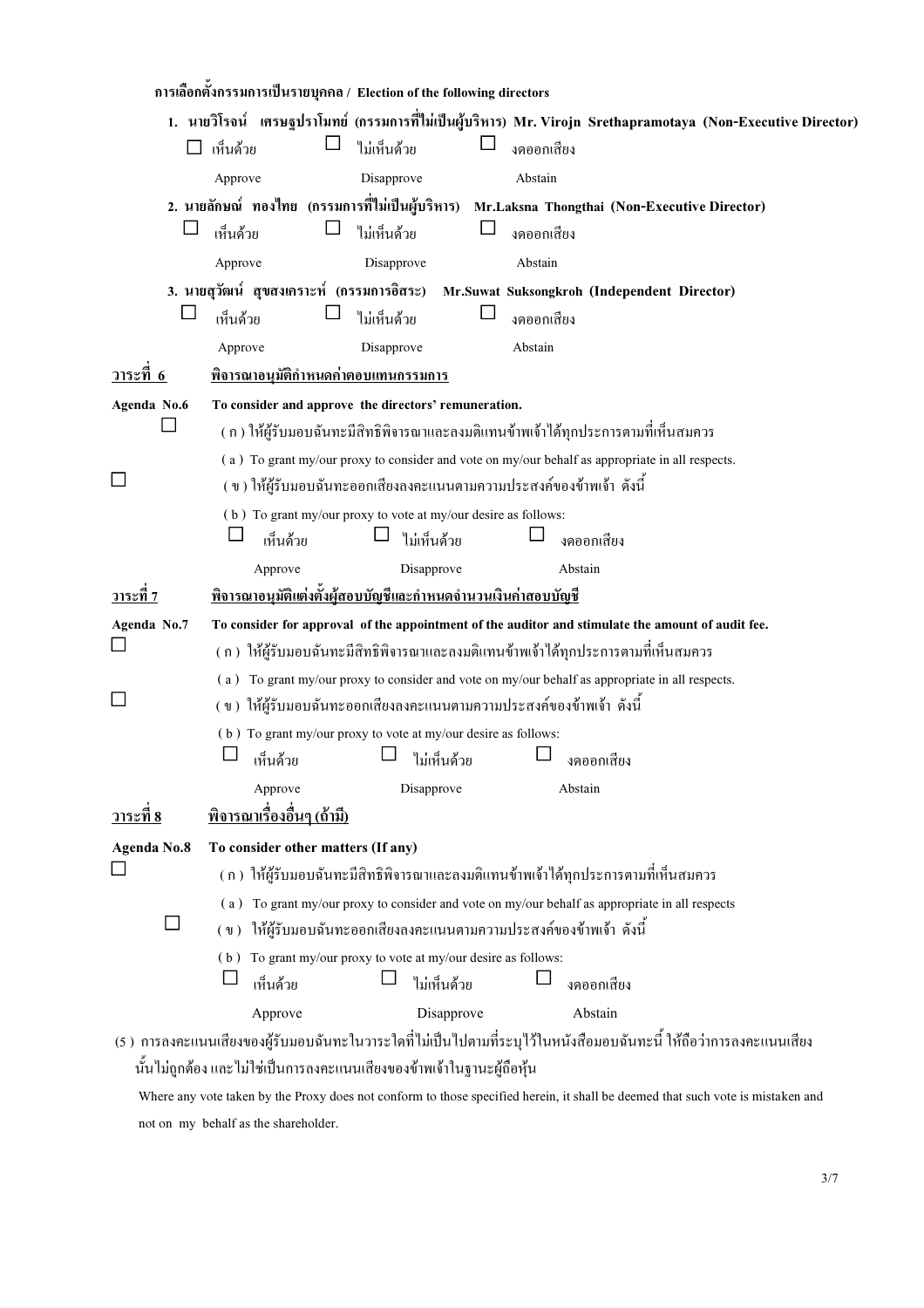**การเลือกตั้งกรรมการเป็นรายบุคคล / Election of the following directors**

**1. นายวิโรจน์ เศรษฐปราโมทย์ (กรรมการที่ไม่เป็นผู้บริหาร) Mr. Virojn Srethapramotaya (Non-Executive Director)**

☐ เห็นด้วย Approve ☐ ไม่เห็นด้วย Disapprove ☐ งดออกเสียง Abstain

**2. นายลักษณ์ ทองไทย (กรรมการที่ไม่เป็นผู้บริหาร) Mr.Laksna Thongthai (Non-Executive Director)**

☐ เห็นด้วย Approve ☐ ไม่เห็นด้วย Disapprove ☐ งดออกเสียง Abstain

**3. นายสุวัฒน์ สุขสงเคราะห์ (กรรมการอิสระ) Mr.Suwat Suksongkroh (Independent Director)**

☐ เห็นด้วย Approve ☐ ไม่เห็นด้วย Disapprove ☐ งดออกเสียง Abstain

**<u>วาระที่ 6</u>** **<u>พิจารณาอนุมัติกำหนดค่าตอบแทนกรรมการ</u>**

**Agenda No.6** **To consider and approve the directors' remuneration.**

☐ ( ก ) ให้ผู้รับมอบฉันทะมีสิทธิพิจารณาและลงมติแทนข้าพเจ้าได้ทุกประการตามที่เห็นสมควร

( a ) To grant my/our proxy to consider and vote on my/our behalf as appropriate in all respects.

☐ ( ข ) ให้ผู้รับมอบฉันทะออกเสียงลงคะแนนตามความประสงค์ของข้าพเจ้า ดังนี้

( b ) To grant my/our proxy to vote at my/our desire as follows:

☐ เห็นด้วย Approve ☐ ไม่เห็นด้วย Disapprove ☐ งดออกเสียง Abstain

**<u>วาระที่ 7</u>** **<u>พิจารณาอนุมัติแต่งตั้งผู้สอบบัญชีและกำหนดจำนวนเงินค่าสอบบัญชี</u>**

**Agenda No.7** **To consider for approval of the appointment of the auditor and stimulate the amount of audit fee.**

☐ ( ก ) ให้ผู้รับมอบฉันทะมีสิทธิพิจารณาและลงมติแทนข้าพเจ้าได้ทุกประการตามที่เห็นสมควร

( a ) To grant my/our proxy to consider and vote on my/our behalf as appropriate in all respects.

☐ ( ข ) ให้ผู้รับมอบฉันทะออกเสียงลงคะแนนตามความประสงค์ของข้าพเจ้า ดังนี้

( b ) To grant my/our proxy to vote at my/our desire as follows:

☐ เห็นด้วย Approve ☐ ไม่เห็นด้วย Disapprove ☐ งดออกเสียง Abstain

**<u>วาระที่ 8</u>** **<u>พิจารณาเรื่องอื่นๆ (ถ้ามี)</u>**

**Agenda No.8** **To consider other matters (If any)**

☐ ( ก ) ให้ผู้รับมอบฉันทะมีสิทธิพิจารณาและลงมติแทนข้าพเจ้าได้ทุกประการตามที่เห็นสมควร

( a ) To grant my/our proxy to consider and vote on my/our behalf as appropriate in all respects

☐ ( ข ) ให้ผู้รับมอบฉันทะออกเสียงลงคะแนนตามความประสงค์ของข้าพเจ้า ดังนี้

( b ) To grant my/our proxy to vote at my/our desire as follows:

☐ เห็นด้วย Approve ☐ ไม่เห็นด้วย Disapprove ☐ งดออกเสียง Abstain

(5 ) การลงคะแนนเสียงของผู้รับมอบฉันทะในวาระใดที่ไม่เป็นไปตามที่ระบุไว้ในหนังสือมอบฉันทะนี้ ให้ถือว่าการลงคะแนนเสียงนั้นไม่ถูกต้อง และไม่ใช่เป็นการลงคะแนนเสียงของข้าพเจ้าในฐานะผู้ถือหุ้น

Where any vote taken by the Proxy does not conform to those specified herein, it shall be deemed that such vote is mistaken and not on my behalf as the shareholder.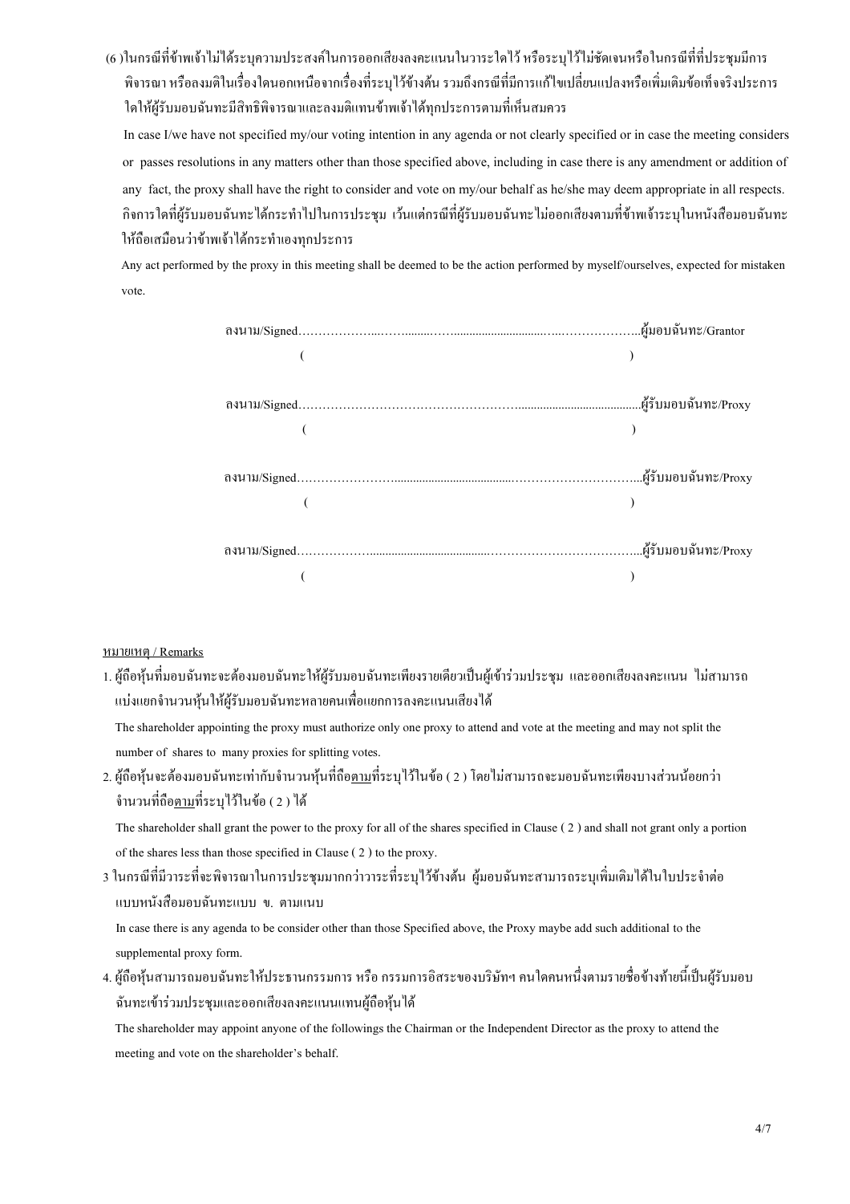(6 )ในกรณีที่ข้าพเจ้าไม่ได้ระบุความประสงค์ในการออกเสียงลงคะแนนในวาระใดไว้ หรือระบุไว้ไม่ชัดเจนหรือในกรณีที่ที่ประชุมมีการพิจารณา หรือลงมติในเรื่องใดนอกเหนือจากเรื่องที่ระบุไว้ข้างต้น รวมถึงกรณีที่มีการแก้ไขเปลี่ยนแปลงหรือเพิ่มเติมข้อเท็จจริงประการใดให้ผู้รับมอบฉันทะมีสิทธิพิจารณาและลงมติแทนข้าพเจ้าได้ทุกประการตามที่เห็นสมควร

In case I/we have not specified my/our voting intention in any agenda or not clearly specified or in case the meeting considers or passes resolutions in any matters other than those specified above, including in case there is any amendment or addition of any fact, the proxy shall have the right to consider and vote on my/our behalf as he/she may deem appropriate in all respects.

กิจการใดที่ผู้รับมอบฉันทะได้กระทำไปในการประชุม เว้นแต่กรณีที่ผู้รับมอบฉันทะไม่ออกเสียงตามที่ข้าพเจ้าระบุในหนังสือมอบฉันทะ ให้ถือเสมือนว่าข้าพเจ้าได้กระทำเองทุกประการ

Any act performed by the proxy in this meeting shall be deemed to be the action performed by myself/ourselves, expected for mistaken vote.

ลงนาม/Signed.........................................................................................ผู้มอบฉันทะ/Grantor

( )

ลงนาม/Signed.........................................................................................ผู้รับมอบฉันทะ/Proxy

( )

ลงนาม/Signed.........................................................................................ผู้รับมอบฉันทะ/Proxy

( )

ลงนาม/Signed.........................................................................................ผู้รับมอบฉันทะ/Proxy

( )

หมายเหตุ / Remarks

1. ผู้ถือหุ้นที่มอบฉันทะจะต้องมอบฉันทะให้ผู้รับมอบฉันทะเพียงรายเดียวเป็นผู้เข้าร่วมประชุม และออกเสียงลงคะแนน ไม่สามารถแบ่งแยกจำนวนหุ้นให้ผู้รับมอบฉันทะหลายคนเพื่อแยกการลงคะแนนเสียงได้

   The shareholder appointing the proxy must authorize only one proxy to attend and vote at the meeting and may not split the number of shares to many proxies for splitting votes.

2. ผู้ถือหุ้นจะต้องมอบฉันทะเท่ากับจำนวนหุ้นที่ถือตามที่ระบุไว้ในข้อ ( 2 ) โดยไม่สามารถจะมอบฉันทะเพียงบางส่วนน้อยกว่าจำนวนที่ถือตามที่ระบุไว้ในข้อ ( 2 ) ได้

   The shareholder shall grant the power to the proxy for all of the shares specified in Clause ( 2 ) and shall not grant only a portion of the shares less than those specified in Clause ( 2 ) to the proxy.

3 ในกรณีที่มีวาระที่จะพิจารณาในการประชุมมากกว่าวาระที่ระบุไว้ข้างต้น ผู้มอบฉันทะสามารถระบุเพิ่มเติมได้ในใบประจำต่อแบบหนังสือมอบฉันทะแบบ ข. ตามแนบ

   In case there is any agenda to be consider other than those Specified above, the Proxy maybe add such additional to the supplemental proxy form.

4. ผู้ถือหุ้นสามารถมอบฉันทะให้ประธานกรรมการ หรือ กรรมการอิสระของบริษัทฯ คนใดคนหนึ่งตามรายชื่อข้างท้ายนี้เป็นผู้รับมอบฉันทะเข้าร่วมประชุมและออกเสียงลงคะแนนแทนผู้ถือหุ้นได้

   The shareholder may appoint anyone of the followings the Chairman or the Independent Director as the proxy to attend the meeting and vote on the shareholder's behalf.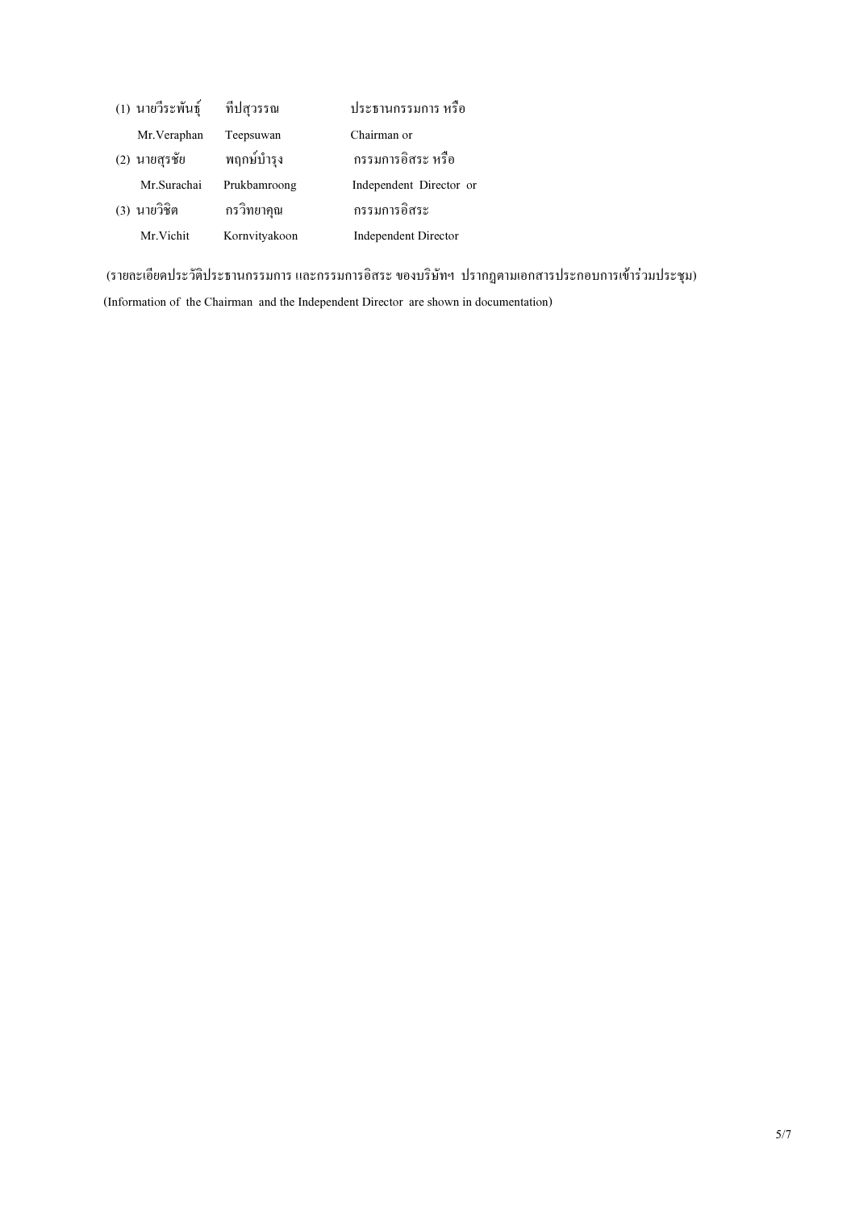| | | |
|---|---|---|
| (1) นายวีระพันธุ์ | ทีปสุวรรณ | ประธานกรรมการ หรือ |
| Mr.Veraphan | Teepsuwan | Chairman or |
| (2) นายสุรชัย | พฤกษ์บำรุง | กรรมการอิสระ หรือ |
| Mr.Surachai | Prukbamroong | Independent Director or |
| (3) นายวิชิต | กรวิทยาคุณ | กรรมการอิสระ |
| Mr.Vichit | Kornvityakoon | Independent Director |

(รายละเอียดประวัติประธานกรรมการ และกรรมการอิสระ ของบริษัทฯ ปรากฏตามเอกสารประกอบการเข้าร่วมประชุม)

(Information of the Chairman and the Independent Director are shown in documentation)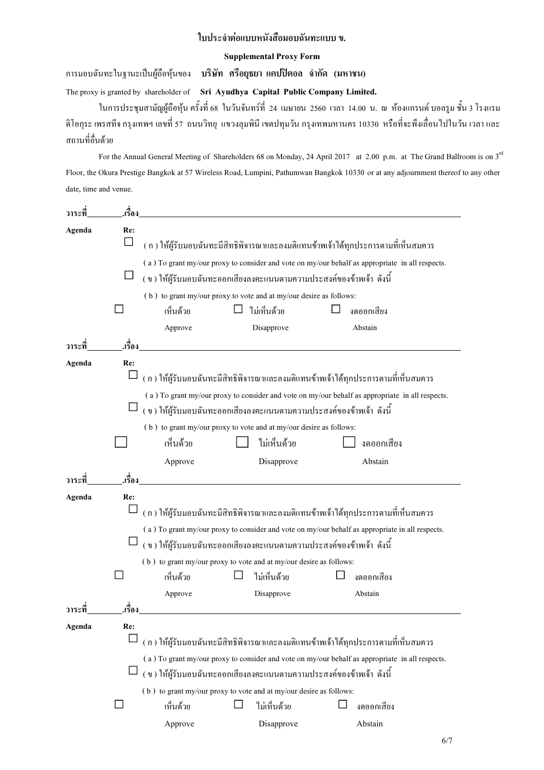# ใบประจำต่อแบบหนังสือมอบฉันทะแบบ ข.

**Supplemental Proxy Form**

การมอบฉันทะในฐานะเป็นผู้ถือหุ้นของ **บริษัท ศรีอยุธยา แคปปิตอล จำกัด (มหาชน)**

The proxy is granted by shareholder of **Sri Ayudhya Capital Public Company Limited.**

ในการประชุมสามัญผู้ถือหุ้น ครั้งที่ 68 ในวันจันทร์ที่ 24 เมษายน 2560 เวลา 14.00 น. ณ ห้องแกรนด์ บอลรูม ชั้น 3 โรงแรมดิโอกุระ เพรสทีจ กรุงเทพฯ เลขที่ 57 ถนนวิทยุ แขวงลุมพินี เขตปทุมวัน กรุงเทพมหานคร 10330 หรือที่จะพึงเลื่อนไปในวัน เวลา และสถานที่อื่นด้วย

For the Annual General Meeting of Shareholders 68 on Monday, 24 April 2017 at 2.00 p.m. at The Grand Ballroom is on 3rd Floor, the Okura Prestige Bangkok at 57 Wireless Road, Lumpini, Pathumwan Bangkok 10330 or at any adjournment thereof to any other date, time and venue.

**วาระที่**________**.เรื่อง**________________________________________

**Agenda** **Re:**

☐ ( ก ) ให้ผู้รับมอบฉันทะมีสิทธิพิจารณาและลงมติแทนข้าพเจ้าได้ทุกประการตามที่เห็นสมควร

( a ) To grant my/our proxy to consider and vote on my/our behalf as appropriate in all respects.

☐ ( ข ) ให้ผู้รับมอบฉันทะออกเสียงลงคะแนนตามความประสงค์ของข้าพเจ้า ดังนี้

( b ) to grant my/our proxy to vote and at my/our desire as follows:

☐ เห็นด้วย Approve ☐ ไม่เห็นด้วย Disapprove ☐ งดออกเสียง Abstain

**วาระที่**________**.เรื่อง**________________________________________

**Agenda** **Re:**

☐ ( ก ) ให้ผู้รับมอบฉันทะมีสิทธิพิจารณาและลงมติแทนข้าพเจ้าได้ทุกประการตามที่เห็นสมควร

( a ) To grant my/our proxy to consider and vote on my/our behalf as appropriate in all respects.

☐ ( ข ) ให้ผู้รับมอบฉันทะออกเสียงลงคะแนนตามความประสงค์ของข้าพเจ้า ดังนี้

( b ) to grant my/our proxy to vote and at my/our desire as follows:

☐ เห็นด้วย Approve ☐ ไม่เห็นด้วย Disapprove ☐ งดออกเสียง Abstain

**วาระที่**________**.เรื่อง**________________________________________

**Agenda** **Re:**

☐ ( ก ) ให้ผู้รับมอบฉันทะมีสิทธิพิจารณาและลงมติแทนข้าพเจ้าได้ทุกประการตามที่เห็นสมควร

( a ) To grant my/our proxy to consider and vote on my/our behalf as appropriate in all respects.

☐ ( ข ) ให้ผู้รับมอบฉันทะออกเสียงลงคะแนนตามความประสงค์ของข้าพเจ้า ดังนี้

( b ) to grant my/our proxy to vote and at my/our desire as follows:

☐ เห็นด้วย Approve ☐ ไม่เห็นด้วย Disapprove ☐ งดออกเสียง Abstain

**วาระที่**________**.เรื่อง**________________________________________

**Agenda** **Re:**

☐ ( ก ) ให้ผู้รับมอบฉันทะมีสิทธิพิจารณาและลงมติแทนข้าพเจ้าได้ทุกประการตามที่เห็นสมควร

( a ) To grant my/our proxy to consider and vote on my/our behalf as appropriate in all respects.

☐ ( ข ) ให้ผู้รับมอบฉันทะออกเสียงลงคะแนนตามความประสงค์ของข้าพเจ้า ดังนี้

( b ) to grant my/our proxy to vote and at my/our desire as follows:

☐ เห็นด้วย Approve ☐ ไม่เห็นด้วย Disapprove ☐ งดออกเสียง Abstain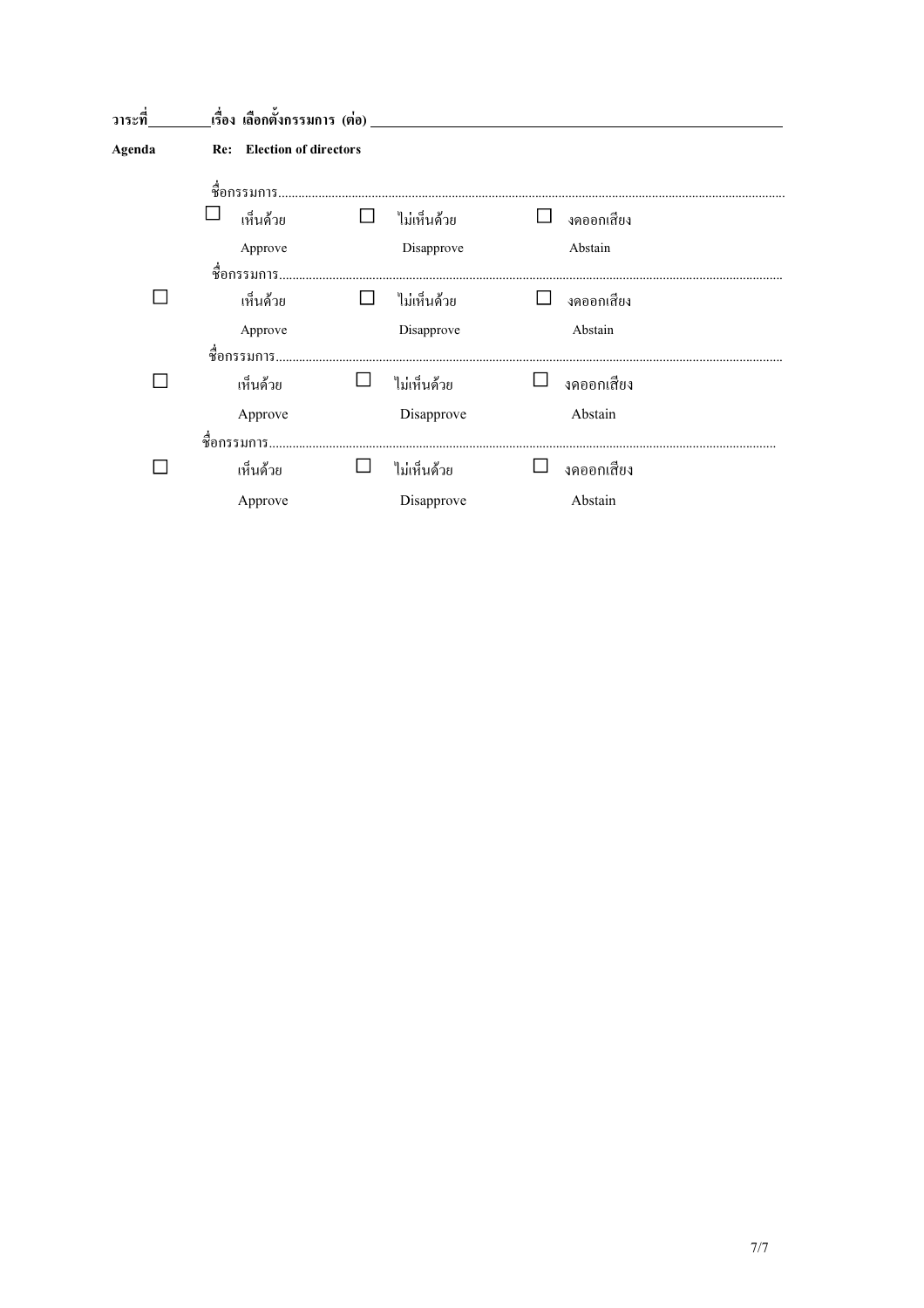วาระที่ ________ เรื่อง เลือกตั้งกรรมการ (ต่อ)

**Agenda** **Re: Election of directors**

ชื่อกรรมการ.......................................................................................................................................................

☐ เห็นด้วย Approve ☐ ไม่เห็นด้วย Disapprove ☐ งดออกเสียง Abstain

ชื่อกรรมการ.......................................................................................................................................................

☐ เห็นด้วย Approve ☐ ไม่เห็นด้วย Disapprove ☐ งดออกเสียง Abstain

ชื่อกรรมการ.......................................................................................................................................................

☐ เห็นด้วย Approve ☐ ไม่เห็นด้วย Disapprove ☐ งดออกเสียง Abstain

ชื่อกรรมการ.......................................................................................................................................................

☐ เห็นด้วย Approve ☐ ไม่เห็นด้วย Disapprove ☐ งดออกเสียง Abstain